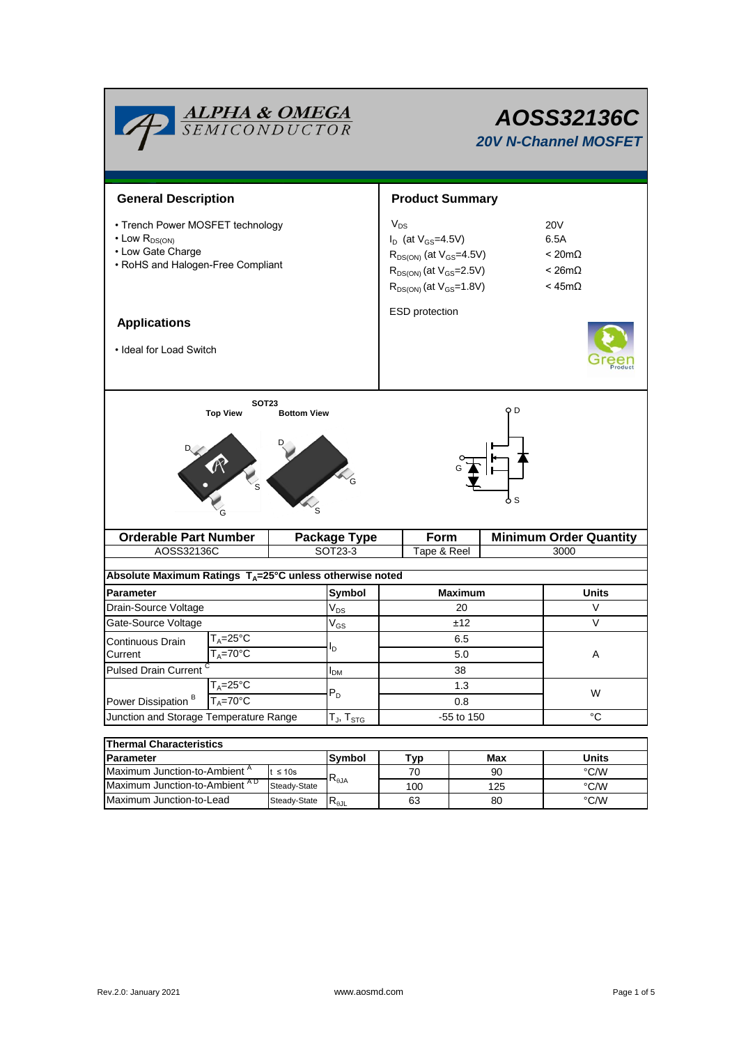# AOSS32136C

## 20V N-Channel MOSFET

## General Description

- Trench Power MOSFET technology
- Low $R_{DS(ON)}$
- Low Gate Charge
- RoHS and Halogen-Free Compliant

## Applications

- Ideal for Load Switch

## Product Summary

| | |
|---|---|
| $V_{DS}$ | 20V |
| $I_D$ (at $V_{GS}$=4.5V) | 6.5A |
| $R_{DS(ON)}$ (at $V_{GS}$=4.5V) | < 20mΩ |
| $R_{DS(ON)}$ (at $V_{GS}$=2.5V) | < 26mΩ |
| $R_{DS(ON)}$ (at $V_{GS}$=1.8V) | < 45mΩ |

ESD protection

SOT23

Top View　　Bottom View

| Orderable Part Number | Package Type | Form | Minimum Order Quantity |
|---|---|---|---|
| AOSS32136C | SOT23-3 | Tape & Reel | 3000 |

**Absolute Maximum Ratings $T_A$=25°C unless otherwise noted**

| Parameter | | Symbol | Maximum | Units |
|---|---|---|---|---|
| Drain-Source Voltage | | $V_{DS}$ | 20 | V |
| Gate-Source Voltage | | $V_{GS}$ | ±12 | V |
| Continuous Drain Current | $T_A$=25°C | $I_D$ | 6.5 | A |
| | $T_A$=70°C | | 5.0 | |
| Pulsed Drain Current [C] | | $I_{DM}$ | 38 | |
| Power Dissipation [B] | $T_A$=25°C | $P_D$ | 1.3 | W |
| | $T_A$=70°C | | 0.8 | |
| Junction and Storage Temperature Range | | $T_J$, $T_{STG}$ | -55 to 150 | °C |

**Thermal Characteristics**

| Parameter | | Symbol | Typ | Max | Units |
|---|---|---|---|---|---|
| Maximum Junction-to-Ambient [A] | t ≤ 10s | $R_{\theta JA}$ | 70 | 90 | °C/W |
| Maximum Junction-to-Ambient [A D] | Steady-State | | 100 | 125 | °C/W |
| Maximum Junction-to-Lead | Steady-State | $R_{\theta JL}$ | 63 | 80 | °C/W |

Rev.2.0: January 2021　　www.aosmd.com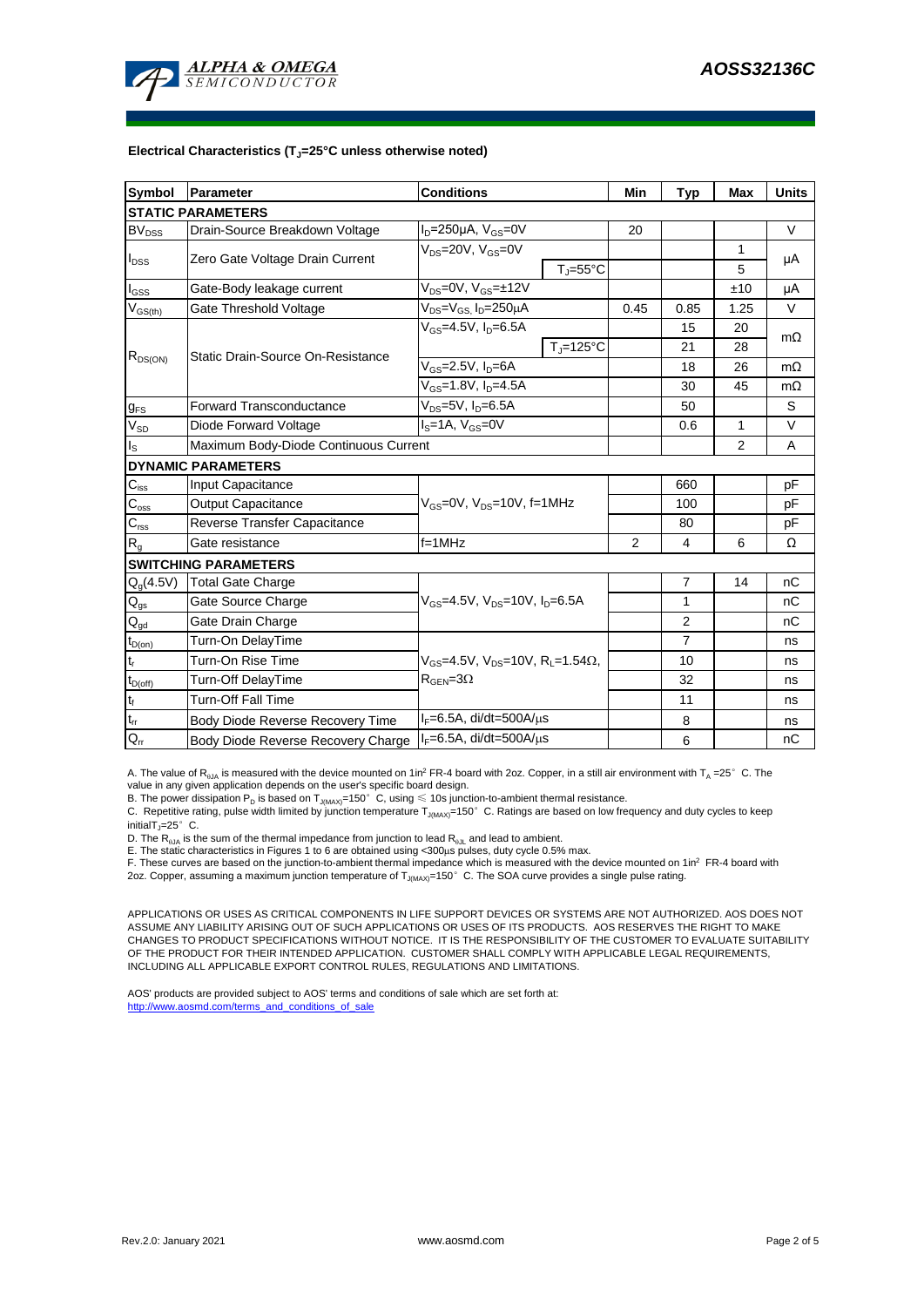**Electrical Characteristics ($T_J$=25°C unless otherwise noted)**

| Symbol | Parameter | Conditions | | Min | Typ | Max | Units |
|---|---|---|---|---|---|---|---|
| **STATIC PARAMETERS** | | | | | | | |
| $BV_{DSS}$ | Drain-Source Breakdown Voltage | $I_D$=250µA, $V_{GS}$=0V | | 20 | | | V |
| $I_{DSS}$ | Zero Gate Voltage Drain Current | $V_{DS}$=20V, $V_{GS}$=0V | | | | 1 | µA |
| | | | $T_J$=55°C | | | 5 | |
| $I_{GSS}$ | Gate-Body leakage current | $V_{DS}$=0V, $V_{GS}$=±12V | | | | ±10 | µA |
| $V_{GS(th)}$ | Gate Threshold Voltage | $V_{DS}$=$V_{GS}$, $I_D$=250µA | | 0.45 | 0.85 | 1.25 | V |
| $R_{DS(ON)}$ | Static Drain-Source On-Resistance | $V_{GS}$=4.5V, $I_D$=6.5A | | | 15 | 20 | mΩ |
| | | | $T_J$=125°C | | 21 | 28 | |
| | | $V_{GS}$=2.5V, $I_D$=6A | | | 18 | 26 | mΩ |
| | | $V_{GS}$=1.8V, $I_D$=4.5A | | | 30 | 45 | mΩ |
| $g_{FS}$ | Forward Transconductance | $V_{DS}$=5V, $I_D$=6.5A | | | 50 | | S |
| $V_{SD}$ | Diode Forward Voltage | $I_S$=1A, $V_{GS}$=0V | | | 0.6 | 1 | V |
| $I_S$ | Maximum Body-Diode Continuous Current | | | | | 2 | A |
| **DYNAMIC PARAMETERS** | | | | | | | |
| $C_{iss}$ | Input Capacitance | $V_{GS}$=0V, $V_{DS}$=10V, f=1MHz | | | 660 | | pF |
| $C_{oss}$ | Output Capacitance | | | | 100 | | pF |
| $C_{rss}$ | Reverse Transfer Capacitance | | | | 80 | | pF |
| $R_g$ | Gate resistance | f=1MHz | | 2 | 4 | 6 | Ω |
| **SWITCHING PARAMETERS** | | | | | | | |
| $Q_g$(4.5V) | Total Gate Charge | $V_{GS}$=4.5V, $V_{DS}$=10V, $I_D$=6.5A | | | 7 | 14 | nC |
| $Q_{gs}$ | Gate Source Charge | | | | 1 | | nC |
| $Q_{gd}$ | Gate Drain Charge | | | | 2 | | nC |
| $t_{D(on)}$ | Turn-On DelayTime | $V_{GS}$=4.5V, $V_{DS}$=10V, $R_L$=1.54Ω, $R_{GEN}$=3Ω | | | 7 | | ns |
| $t_r$ | Turn-On Rise Time | | | | 10 | | ns |
| $t_{D(off)}$ | Turn-Off DelayTime | | | | 32 | | ns |
| $t_f$ | Turn-Off Fall Time | | | | 11 | | ns |
| $t_{rr}$ | Body Diode Reverse Recovery Time | $I_F$=6.5A, di/dt=500A/µs | | | 8 | | ns |
| $Q_{rr}$ | Body Diode Reverse Recovery Charge | $I_F$=6.5A, di/dt=500A/µs | | | 6 | | nC |

A. The value of $R_{\theta JA}$ is measured with the device mounted on 1in² FR-4 board with 2oz. Copper, in a still air environment with $T_A$ =25° C. The value in any given application depends on the user's specific board design.
B. The power dissipation $P_D$ is based on $T_{J(MAX)}$=150° C, using ≤ 10s junction-to-ambient thermal resistance.
C. Repetitive rating, pulse width limited by junction temperature $T_{J(MAX)}$=150° C. Ratings are based on low frequency and duty cycles to keep initial$T_J$=25° C.
D. The $R_{\theta JA}$ is the sum of the thermal impedance from junction to lead $R_{\theta JL}$ and lead to ambient.
E. The static characteristics in Figures 1 to 6 are obtained using <300µs pulses, duty cycle 0.5% max.
F. These curves are based on the junction-to-ambient thermal impedance which is measured with the device mounted on 1in² FR-4 board with 2oz. Copper, assuming a maximum junction temperature of $T_{J(MAX)}$=150° C. The SOA curve provides a single pulse rating.

APPLICATIONS OR USES AS CRITICAL COMPONENTS IN LIFE SUPPORT DEVICES OR SYSTEMS ARE NOT AUTHORIZED. AOS DOES NOT ASSUME ANY LIABILITY ARISING OUT OF SUCH APPLICATIONS OR USES OF ITS PRODUCTS. AOS RESERVES THE RIGHT TO MAKE CHANGES TO PRODUCT SPECIFICATIONS WITHOUT NOTICE. IT IS THE RESPONSIBILITY OF THE CUSTOMER TO EVALUATE SUITABILITY OF THE PRODUCT FOR THEIR INTENDED APPLICATION. CUSTOMER SHALL COMPLY WITH APPLICABLE LEGAL REQUIREMENTS, INCLUDING ALL APPLICABLE EXPORT CONTROL RULES, REGULATIONS AND LIMITATIONS.

AOS' products are provided subject to AOS' terms and conditions of sale which are set forth at:
http://www.aosmd.com/terms_and_conditions_of_sale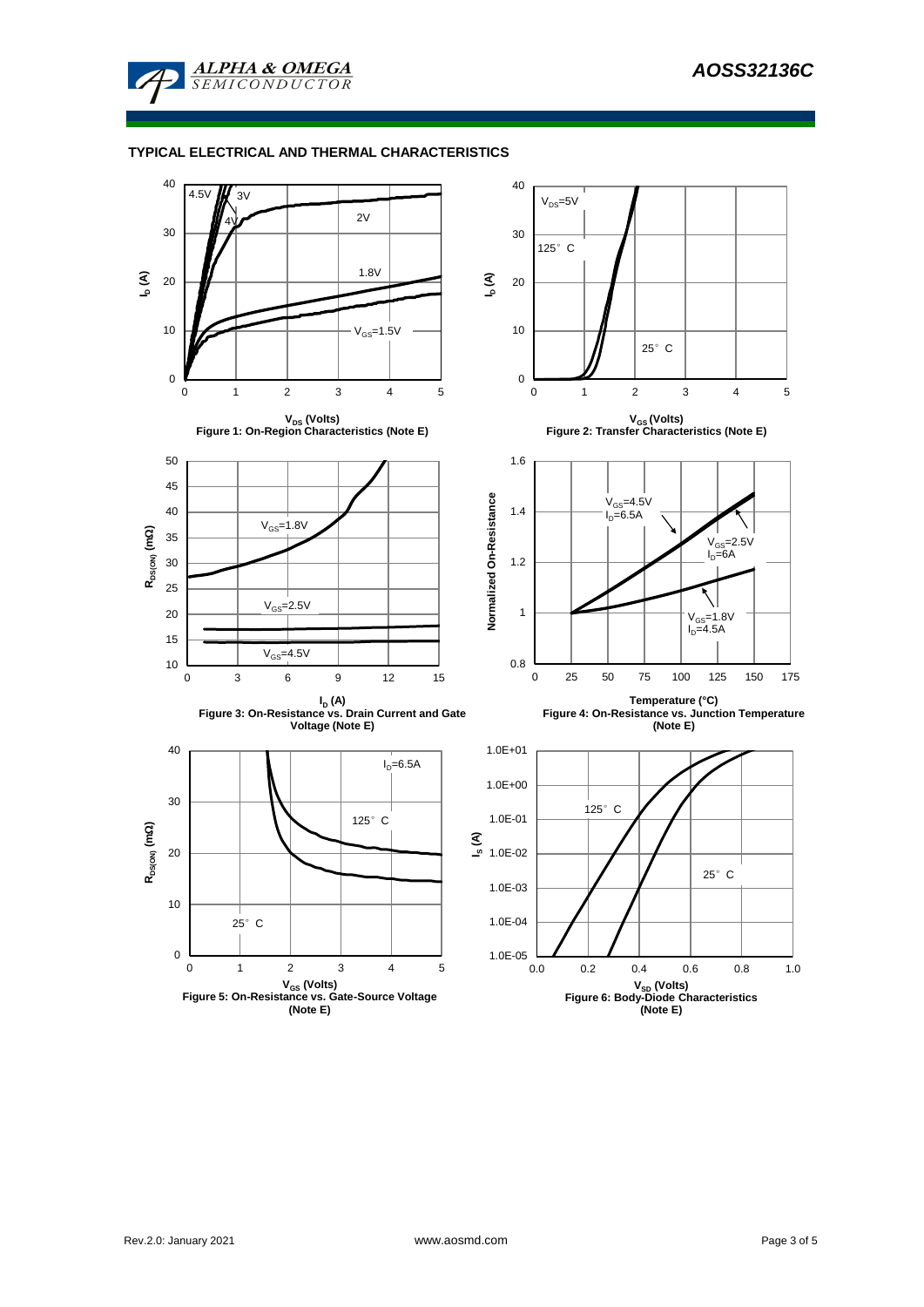## TYPICAL ELECTRICAL AND THERMAL CHARACTERISTICS

Figure 1: On-Region Characteristics (Note E)

Figure 2: Transfer Characteristics (Note E)

Figure 3: On-Resistance vs. Drain Current and Gate Voltage (Note E)

Figure 4: On-Resistance vs. Junction Temperature (Note E)

Figure 5: On-Resistance vs. Gate-Source Voltage (Note E)

Figure 6: Body-Diode Characteristics (Note E)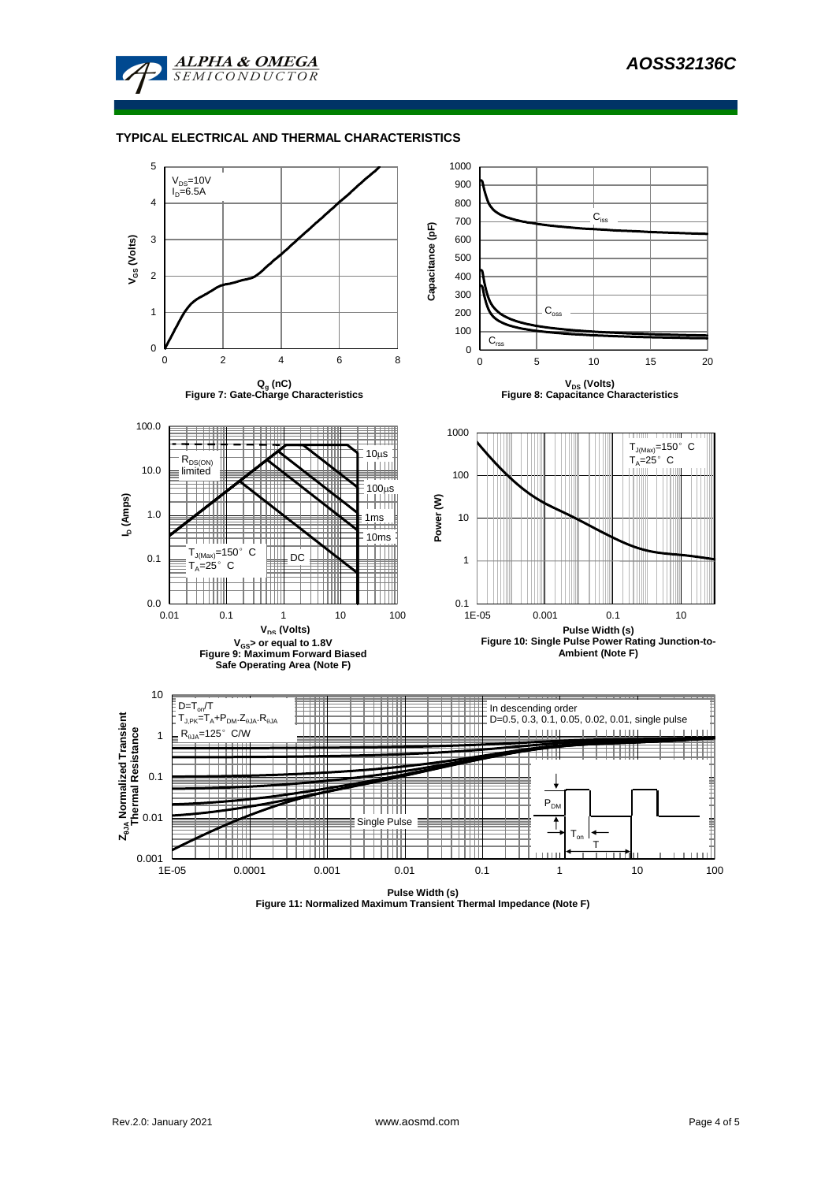### TYPICAL ELECTRICAL AND THERMAL CHARACTERISTICS

$V_{DS}$=10V
$I_D$=6.5A

$V_{GS}$ (Volts)

$Q_g$ (nC)

Figure 7: Gate-Charge Characteristics

$C_{iss}$

$C_{oss}$

$C_{rss}$

Capacitance (pF)

$V_{DS}$ (Volts)

Figure 8: Capacitance Characteristics

$R_{DS(ON)}$ limited

10μs

100μs

1ms

10ms

DC

$T_{J(Max)}$=150° C
$T_A$=25° C

$I_D$ (Amps)

$V_{DS}$ (Volts)

$V_{GS}$> or equal to 1.8V

Figure 9: Maximum Forward Biased Safe Operating Area (Note F)

$T_{J(Max)}$=150° C
$T_A$=25° C

Power (W)

Pulse Width (s)

Figure 10: Single Pulse Power Rating Junction-to-Ambient (Note F)

$D=T_{on}/T$
$T_{J,PK}=T_A+P_{DM}.Z_{\theta JA}.R_{\theta JA}$
$R_{\theta JA}$=125° C/W

In descending order
D=0.5, 0.3, 0.1, 0.05, 0.02, 0.01, single pulse

Single Pulse

$P_{DM}$

$T_{on}$

T

$Z_{\theta JA}$ Normalized Transient Thermal Resistance

Pulse Width (s)

Figure 11: Normalized Maximum Transient Thermal Impedance (Note F)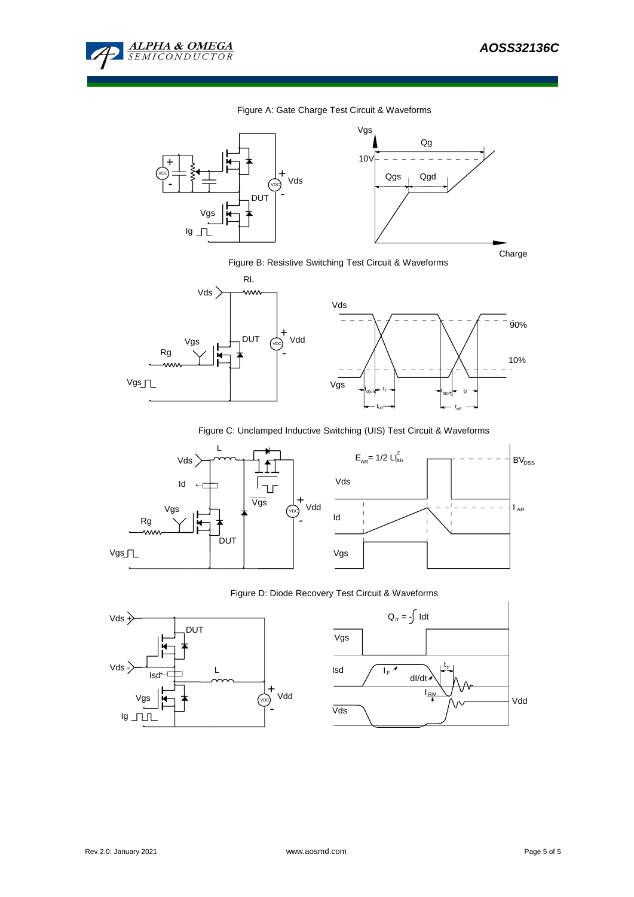Figure A: Gate Charge Test Circuit & Waveforms

VDC
+
-
DUT
Vgs
Ig
VDC
+
Vds
-

Vgs
Qg
10V
Qgs
Qgd
Charge

Figure B: Resistive Switching Test Circuit & Waveforms

RL
Vds
Vgs
DUT
Rg
Vgs
VDC
+
Vdd
-

Vds
90%
10%
Vgs
$t_{d(on)}$
$t_r$
$t_{on}$
$t_{d(off)}$
$t_f$
$t_{off}$

Figure C: Unclamped Inductive Switching (UIS) Test Circuit & Waveforms

L
Vds
Id
Vgs
Rg
Vgs
DUT
Vgs
VDC
+
Vdd
-

$E_{AR} = 1/2\ LI_{AR}^2$
$BV_{DSS}$
Vds
Id
$I_{AR}$
Vgs

Figure D: Diode Recovery Test Circuit & Waveforms

Vds +
DUT
Vds -
Isd
L
Vgs
Ig
VDC
+
Vdd
-

$Q_{rr} = -\int Idt$
Vgs
Isd
$I_F$
dI/dt
$t_{rr}$
$I_{RM}$
Vds
Vdd